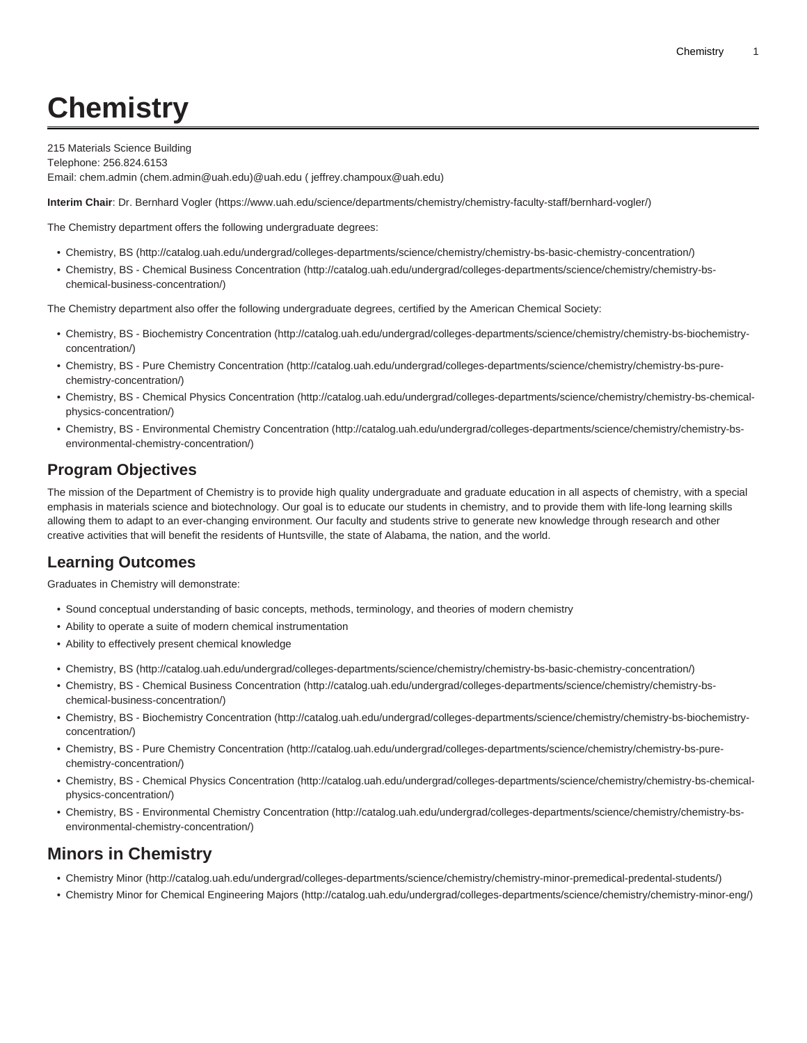# Chemistry

215 Materials Science Building
Telephone: 256.824.6153
Email: chem.admin (chem.admin@uah.edu)@uah.edu ( jeffrey.champoux@uah.edu)

**Interim Chair**: Dr. Bernhard Vogler (https://www.uah.edu/science/departments/chemistry/chemistry-faculty-staff/bernhard-vogler/)

The Chemistry department offers the following undergraduate degrees:

- Chemistry, BS (http://catalog.uah.edu/undergrad/colleges-departments/science/chemistry/chemistry-bs-basic-chemistry-concentration/)
- Chemistry, BS - Chemical Business Concentration (http://catalog.uah.edu/undergrad/colleges-departments/science/chemistry/chemistry-bs-chemical-business-concentration/)

The Chemistry department also offer the following undergraduate degrees, certified by the American Chemical Society:

- Chemistry, BS - Biochemistry Concentration (http://catalog.uah.edu/undergrad/colleges-departments/science/chemistry/chemistry-bs-biochemistry-concentration/)
- Chemistry, BS - Pure Chemistry Concentration (http://catalog.uah.edu/undergrad/colleges-departments/science/chemistry/chemistry-bs-pure-chemistry-concentration/)
- Chemistry, BS - Chemical Physics Concentration (http://catalog.uah.edu/undergrad/colleges-departments/science/chemistry/chemistry-bs-chemical-physics-concentration/)
- Chemistry, BS - Environmental Chemistry Concentration (http://catalog.uah.edu/undergrad/colleges-departments/science/chemistry/chemistry-bs-environmental-chemistry-concentration/)

## Program Objectives

The mission of the Department of Chemistry is to provide high quality undergraduate and graduate education in all aspects of chemistry, with a special emphasis in materials science and biotechnology. Our goal is to educate our students in chemistry, and to provide them with life-long learning skills allowing them to adapt to an ever-changing environment. Our faculty and students strive to generate new knowledge through research and other creative activities that will benefit the residents of Huntsville, the state of Alabama, the nation, and the world.

## Learning Outcomes

Graduates in Chemistry will demonstrate:

- Sound conceptual understanding of basic concepts, methods, terminology, and theories of modern chemistry
- Ability to operate a suite of modern chemical instrumentation
- Ability to effectively present chemical knowledge

- Chemistry, BS (http://catalog.uah.edu/undergrad/colleges-departments/science/chemistry/chemistry-bs-basic-chemistry-concentration/)
- Chemistry, BS - Chemical Business Concentration (http://catalog.uah.edu/undergrad/colleges-departments/science/chemistry/chemistry-bs-chemical-business-concentration/)
- Chemistry, BS - Biochemistry Concentration (http://catalog.uah.edu/undergrad/colleges-departments/science/chemistry/chemistry-bs-biochemistry-concentration/)
- Chemistry, BS - Pure Chemistry Concentration (http://catalog.uah.edu/undergrad/colleges-departments/science/chemistry/chemistry-bs-pure-chemistry-concentration/)
- Chemistry, BS - Chemical Physics Concentration (http://catalog.uah.edu/undergrad/colleges-departments/science/chemistry/chemistry-bs-chemical-physics-concentration/)
- Chemistry, BS - Environmental Chemistry Concentration (http://catalog.uah.edu/undergrad/colleges-departments/science/chemistry/chemistry-bs-environmental-chemistry-concentration/)

## Minors in Chemistry

- Chemistry Minor (http://catalog.uah.edu/undergrad/colleges-departments/science/chemistry/chemistry-minor-premedical-predental-students/)
- Chemistry Minor for Chemical Engineering Majors (http://catalog.uah.edu/undergrad/colleges-departments/science/chemistry/chemistry-minor-eng/)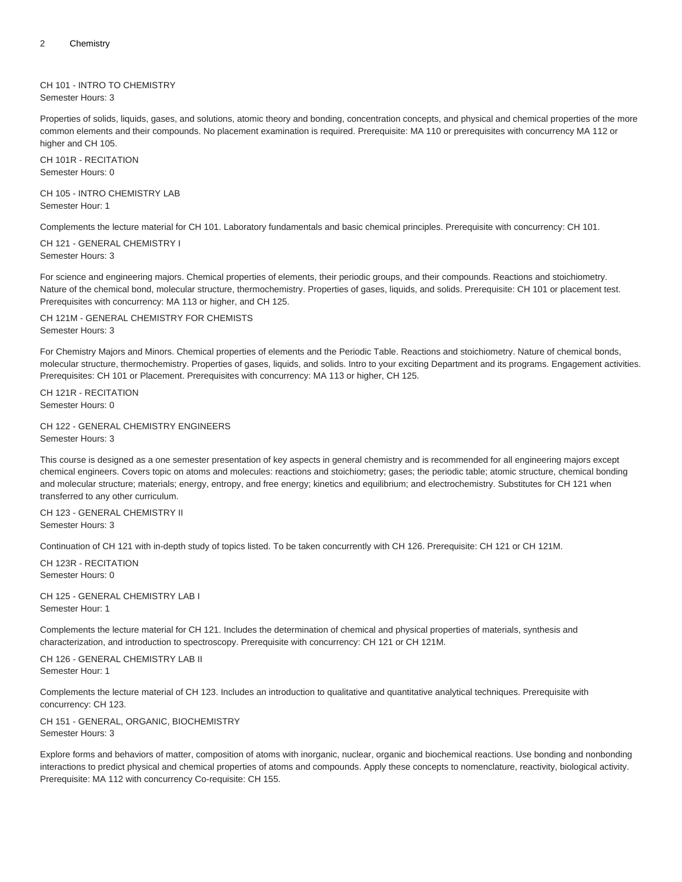CH 101 - INTRO TO CHEMISTRY
Semester Hours: 3

Properties of solids, liquids, gases, and solutions, atomic theory and bonding, concentration concepts, and physical and chemical properties of the more common elements and their compounds. No placement examination is required. Prerequisite: MA 110 or prerequisites with concurrency MA 112 or higher and CH 105.

CH 101R - RECITATION
Semester Hours: 0

CH 105 - INTRO CHEMISTRY LAB
Semester Hour: 1

Complements the lecture material for CH 101. Laboratory fundamentals and basic chemical principles. Prerequisite with concurrency: CH 101.

CH 121 - GENERAL CHEMISTRY I
Semester Hours: 3

For science and engineering majors. Chemical properties of elements, their periodic groups, and their compounds. Reactions and stoichiometry. Nature of the chemical bond, molecular structure, thermochemistry. Properties of gases, liquids, and solids. Prerequisite: CH 101 or placement test. Prerequisites with concurrency: MA 113 or higher, and CH 125.

CH 121M - GENERAL CHEMISTRY FOR CHEMISTS
Semester Hours: 3

For Chemistry Majors and Minors. Chemical properties of elements and the Periodic Table. Reactions and stoichiometry. Nature of chemical bonds, molecular structure, thermochemistry. Properties of gases, liquids, and solids. Intro to your exciting Department and its programs. Engagement activities. Prerequisites: CH 101 or Placement. Prerequisites with concurrency: MA 113 or higher, CH 125.

CH 121R - RECITATION
Semester Hours: 0

CH 122 - GENERAL CHEMISTRY ENGINEERS
Semester Hours: 3

This course is designed as a one semester presentation of key aspects in general chemistry and is recommended for all engineering majors except chemical engineers. Covers topic on atoms and molecules: reactions and stoichiometry; gases; the periodic table; atomic structure, chemical bonding and molecular structure; materials; energy, entropy, and free energy; kinetics and equilibrium; and electrochemistry. Substitutes for CH 121 when transferred to any other curriculum.

CH 123 - GENERAL CHEMISTRY II
Semester Hours: 3

Continuation of CH 121 with in-depth study of topics listed. To be taken concurrently with CH 126. Prerequisite: CH 121 or CH 121M.

CH 123R - RECITATION
Semester Hours: 0

CH 125 - GENERAL CHEMISTRY LAB I
Semester Hour: 1

Complements the lecture material for CH 121. Includes the determination of chemical and physical properties of materials, synthesis and characterization, and introduction to spectroscopy. Prerequisite with concurrency: CH 121 or CH 121M.

CH 126 - GENERAL CHEMISTRY LAB II
Semester Hour: 1

Complements the lecture material of CH 123. Includes an introduction to qualitative and quantitative analytical techniques. Prerequisite with concurrency: CH 123.

CH 151 - GENERAL, ORGANIC, BIOCHEMISTRY
Semester Hours: 3

Explore forms and behaviors of matter, composition of atoms with inorganic, nuclear, organic and biochemical reactions. Use bonding and nonbonding interactions to predict physical and chemical properties of atoms and compounds. Apply these concepts to nomenclature, reactivity, biological activity. Prerequisite: MA 112 with concurrency Co-requisite: CH 155.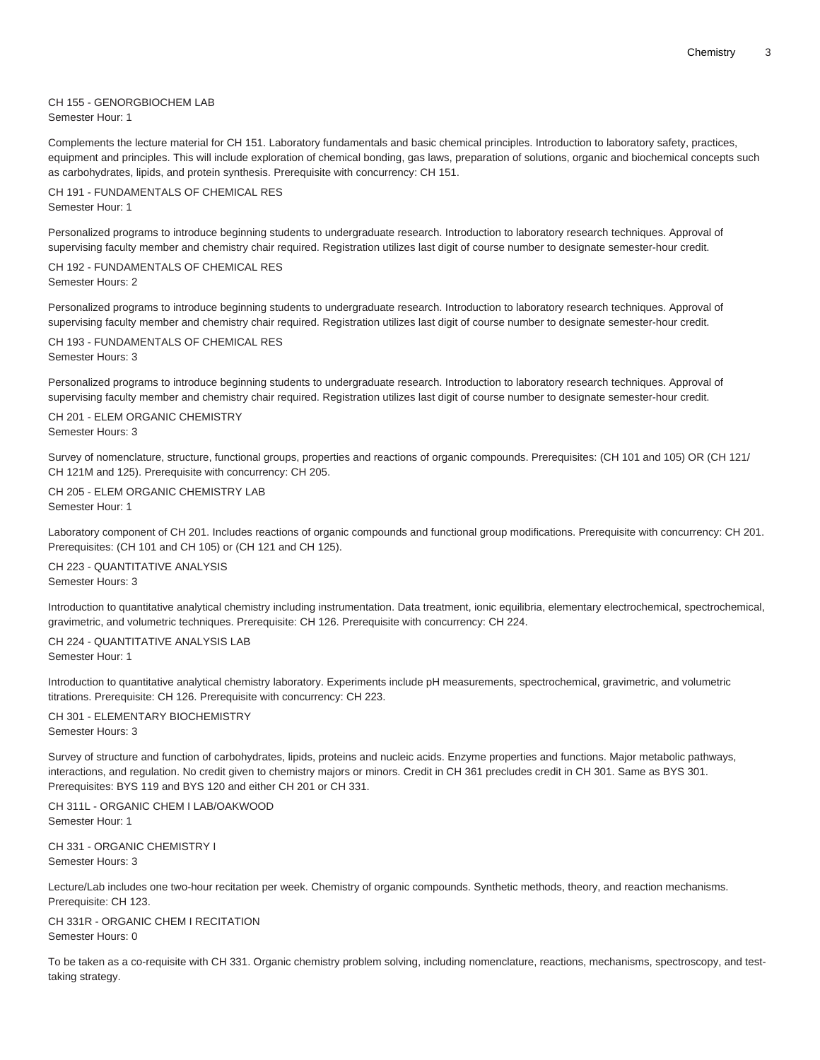CH 155 - GENORGBIOCHEM LAB
Semester Hour: 1

Complements the lecture material for CH 151. Laboratory fundamentals and basic chemical principles. Introduction to laboratory safety, practices, equipment and principles. This will include exploration of chemical bonding, gas laws, preparation of solutions, organic and biochemical concepts such as carbohydrates, lipids, and protein synthesis. Prerequisite with concurrency: CH 151.

CH 191 - FUNDAMENTALS OF CHEMICAL RES
Semester Hour: 1

Personalized programs to introduce beginning students to undergraduate research. Introduction to laboratory research techniques. Approval of supervising faculty member and chemistry chair required. Registration utilizes last digit of course number to designate semester-hour credit.

CH 192 - FUNDAMENTALS OF CHEMICAL RES
Semester Hours: 2

Personalized programs to introduce beginning students to undergraduate research. Introduction to laboratory research techniques. Approval of supervising faculty member and chemistry chair required. Registration utilizes last digit of course number to designate semester-hour credit.

CH 193 - FUNDAMENTALS OF CHEMICAL RES
Semester Hours: 3

Personalized programs to introduce beginning students to undergraduate research. Introduction to laboratory research techniques. Approval of supervising faculty member and chemistry chair required. Registration utilizes last digit of course number to designate semester-hour credit.

CH 201 - ELEM ORGANIC CHEMISTRY
Semester Hours: 3

Survey of nomenclature, structure, functional groups, properties and reactions of organic compounds. Prerequisites: (CH 101 and 105) OR (CH 121/ CH 121M and 125). Prerequisite with concurrency: CH 205.

CH 205 - ELEM ORGANIC CHEMISTRY LAB
Semester Hour: 1

Laboratory component of CH 201. Includes reactions of organic compounds and functional group modifications. Prerequisite with concurrency: CH 201. Prerequisites: (CH 101 and CH 105) or (CH 121 and CH 125).

CH 223 - QUANTITATIVE ANALYSIS
Semester Hours: 3

Introduction to quantitative analytical chemistry including instrumentation. Data treatment, ionic equilibria, elementary electrochemical, spectrochemical, gravimetric, and volumetric techniques. Prerequisite: CH 126. Prerequisite with concurrency: CH 224.

CH 224 - QUANTITATIVE ANALYSIS LAB
Semester Hour: 1

Introduction to quantitative analytical chemistry laboratory. Experiments include pH measurements, spectrochemical, gravimetric, and volumetric titrations. Prerequisite: CH 126. Prerequisite with concurrency: CH 223.

CH 301 - ELEMENTARY BIOCHEMISTRY
Semester Hours: 3

Survey of structure and function of carbohydrates, lipids, proteins and nucleic acids. Enzyme properties and functions. Major metabolic pathways, interactions, and regulation. No credit given to chemistry majors or minors. Credit in CH 361 precludes credit in CH 301. Same as BYS 301. Prerequisites: BYS 119 and BYS 120 and either CH 201 or CH 331.

CH 311L - ORGANIC CHEM I LAB/OAKWOOD
Semester Hour: 1

CH 331 - ORGANIC CHEMISTRY I
Semester Hours: 3

Lecture/Lab includes one two-hour recitation per week. Chemistry of organic compounds. Synthetic methods, theory, and reaction mechanisms. Prerequisite: CH 123.

CH 331R - ORGANIC CHEM I RECITATION
Semester Hours: 0

To be taken as a co-requisite with CH 331. Organic chemistry problem solving, including nomenclature, reactions, mechanisms, spectroscopy, and test-taking strategy.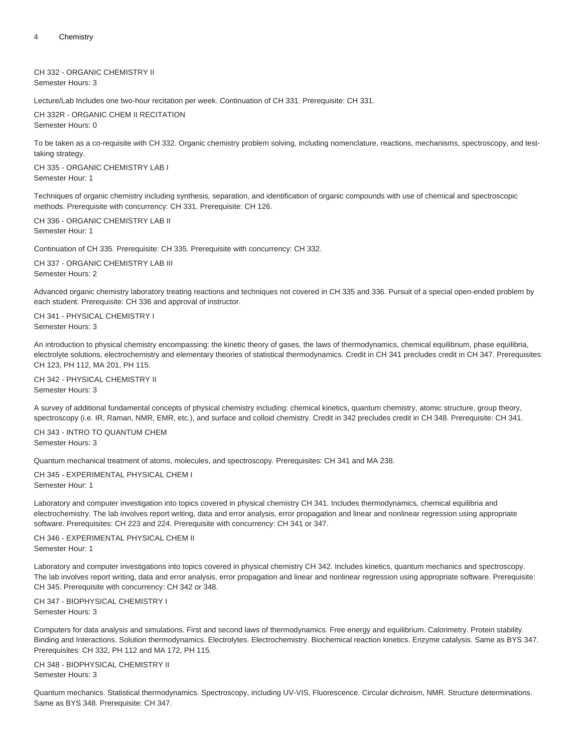CH 332 - ORGANIC CHEMISTRY II
Semester Hours: 3

Lecture/Lab Includes one two-hour recitation per week. Continuation of CH 331. Prerequisite: CH 331.

CH 332R - ORGANIC CHEM II RECITATION
Semester Hours: 0

To be taken as a co-requisite with CH 332. Organic chemistry problem solving, including nomenclature, reactions, mechanisms, spectroscopy, and test-taking strategy.

CH 335 - ORGANIC CHEMISTRY LAB I
Semester Hour: 1

Techniques of organic chemistry including synthesis, separation, and identification of organic compounds with use of chemical and spectroscopic methods. Prerequisite with concurrency: CH 331. Prerequisite: CH 126.

CH 336 - ORGANIC CHEMISTRY LAB II
Semester Hour: 1

Continuation of CH 335. Prerequisite: CH 335. Prerequisite with concurrency: CH 332.

CH 337 - ORGANIC CHEMISTRY LAB III
Semester Hours: 2

Advanced organic chemistry laboratory treating reactions and techniques not covered in CH 335 and 336. Pursuit of a special open-ended problem by each student. Prerequisite: CH 336 and approval of instructor.

CH 341 - PHYSICAL CHEMISTRY I
Semester Hours: 3

An introduction to physical chemistry encompassing: the kinetic theory of gases, the laws of thermodynamics, chemical equilibrium, phase equilibria, electrolyte solutions, electrochemistry and elementary theories of statistical thermodynamics. Credit in CH 341 precludes credit in CH 347. Prerequisites: CH 123, PH 112, MA 201, PH 115.

CH 342 - PHYSICAL CHEMISTRY II
Semester Hours: 3

A survey of additional fundamental concepts of physical chemistry including: chemical kinetics, quantum chemistry, atomic structure, group theory, spectroscopy (i.e. IR, Raman, NMR, EMR, etc.), and surface and colloid chemistry. Credit in 342 precludes credit in CH 348. Prerequisite: CH 341.

CH 343 - INTRO TO QUANTUM CHEM
Semester Hours: 3

Quantum mechanical treatment of atoms, molecules, and spectroscopy. Prerequisites: CH 341 and MA 238.

CH 345 - EXPERIMENTAL PHYSICAL CHEM I
Semester Hour: 1

Laboratory and computer investigation into topics covered in physical chemistry CH 341. Includes thermodynamics, chemical equilibria and electrochemistry. The lab involves report writing, data and error analysis, error propagation and linear and nonlinear regression using appropriate software. Prerequisites: CH 223 and 224. Prerequisite with concurrency: CH 341 or 347.

CH 346 - EXPERIMENTAL PHYSICAL CHEM II
Semester Hour: 1

Laboratory and computer investigations into topics covered in physical chemistry CH 342. Includes kinetics, quantum mechanics and spectroscopy. The lab involves report writing, data and error analysis, error propagation and linear and nonlinear regression using appropriate software. Prerequisite: CH 345. Prerequisite with concurrency: CH 342 or 348.

CH 347 - BIOPHYSICAL CHEMISTRY I
Semester Hours: 3

Computers for data analysis and simulations. First and second laws of thermodynamics. Free energy and equilibrium. Calorimetry. Protein stability. Binding and Interactions. Solution thermodynamics. Electrolytes. Electrochemistry. Biochemical reaction kinetics. Enzyme catalysis. Same as BYS 347. Prerequisites: CH 332, PH 112 and MA 172, PH 115.

CH 348 - BIOPHYSICAL CHEMISTRY II
Semester Hours: 3

Quantum mechanics. Statistical thermodynamics. Spectroscopy, including UV-VIS, Fluorescence. Circular dichroism, NMR. Structure determinations. Same as BYS 348. Prerequisite: CH 347.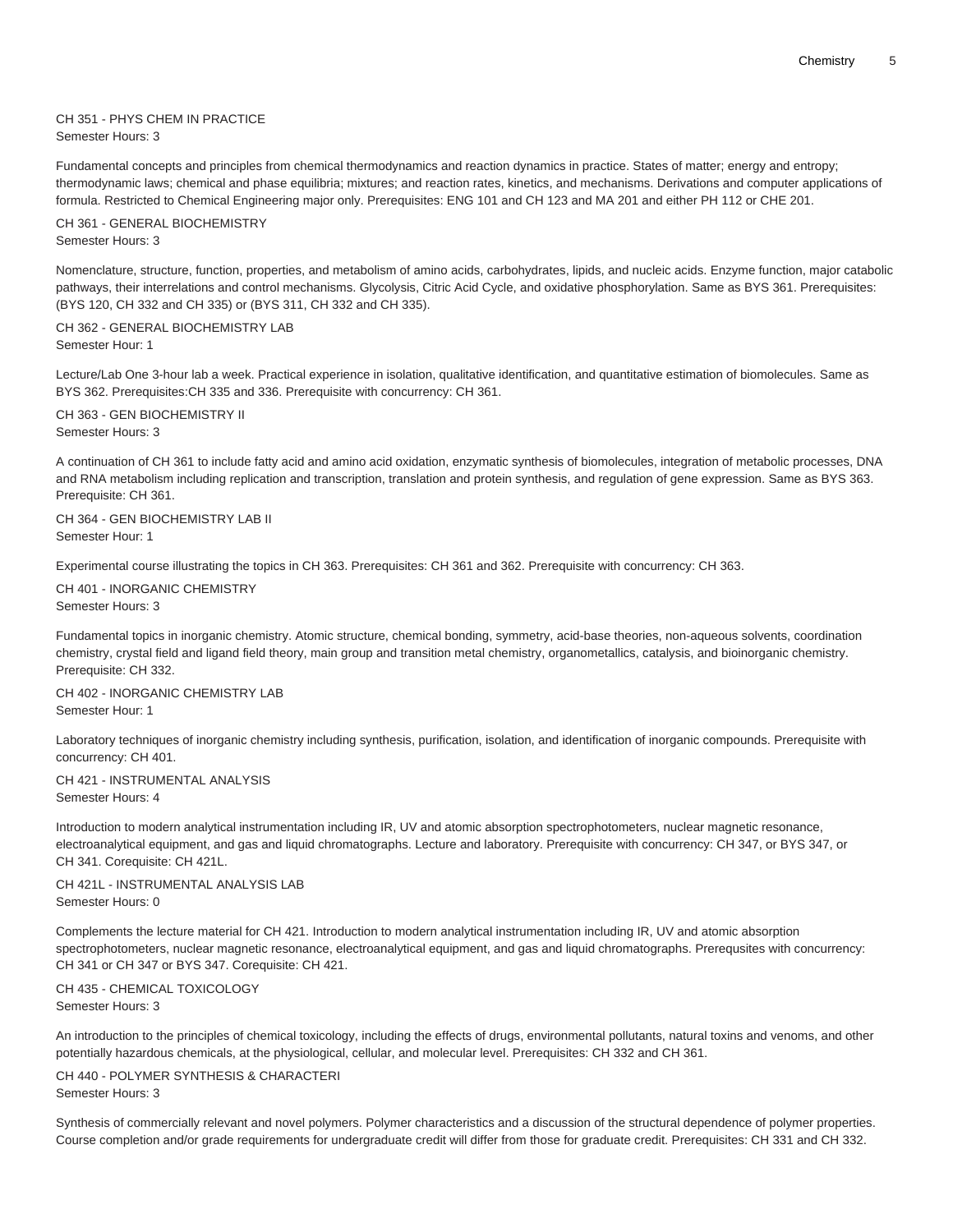CH 351 - PHYS CHEM IN PRACTICE
Semester Hours: 3

Fundamental concepts and principles from chemical thermodynamics and reaction dynamics in practice. States of matter; energy and entropy; thermodynamic laws; chemical and phase equilibria; mixtures; and reaction rates, kinetics, and mechanisms. Derivations and computer applications of formula. Restricted to Chemical Engineering major only. Prerequisites: ENG 101 and CH 123 and MA 201 and either PH 112 or CHE 201.

CH 361 - GENERAL BIOCHEMISTRY
Semester Hours: 3

Nomenclature, structure, function, properties, and metabolism of amino acids, carbohydrates, lipids, and nucleic acids. Enzyme function, major catabolic pathways, their interrelations and control mechanisms. Glycolysis, Citric Acid Cycle, and oxidative phosphorylation. Same as BYS 361. Prerequisites: (BYS 120, CH 332 and CH 335) or (BYS 311, CH 332 and CH 335).

CH 362 - GENERAL BIOCHEMISTRY LAB
Semester Hour: 1

Lecture/Lab One 3-hour lab a week. Practical experience in isolation, qualitative identification, and quantitative estimation of biomolecules. Same as BYS 362. Prerequisites:CH 335 and 336. Prerequisite with concurrency: CH 361.

CH 363 - GEN BIOCHEMISTRY II
Semester Hours: 3

A continuation of CH 361 to include fatty acid and amino acid oxidation, enzymatic synthesis of biomolecules, integration of metabolic processes, DNA and RNA metabolism including replication and transcription, translation and protein synthesis, and regulation of gene expression. Same as BYS 363. Prerequisite: CH 361.

CH 364 - GEN BIOCHEMISTRY LAB II
Semester Hour: 1

Experimental course illustrating the topics in CH 363. Prerequisites: CH 361 and 362. Prerequisite with concurrency: CH 363.

CH 401 - INORGANIC CHEMISTRY
Semester Hours: 3

Fundamental topics in inorganic chemistry. Atomic structure, chemical bonding, symmetry, acid-base theories, non-aqueous solvents, coordination chemistry, crystal field and ligand field theory, main group and transition metal chemistry, organometallics, catalysis, and bioinorganic chemistry. Prerequisite: CH 332.

CH 402 - INORGANIC CHEMISTRY LAB
Semester Hour: 1

Laboratory techniques of inorganic chemistry including synthesis, purification, isolation, and identification of inorganic compounds. Prerequisite with concurrency: CH 401.

CH 421 - INSTRUMENTAL ANALYSIS
Semester Hours: 4

Introduction to modern analytical instrumentation including IR, UV and atomic absorption spectrophotometers, nuclear magnetic resonance, electroanalytical equipment, and gas and liquid chromatographs. Lecture and laboratory. Prerequisite with concurrency: CH 347, or BYS 347, or CH 341. Corequisite: CH 421L.

CH 421L - INSTRUMENTAL ANALYSIS LAB
Semester Hours: 0

Complements the lecture material for CH 421. Introduction to modern analytical instrumentation including IR, UV and atomic absorption spectrophotometers, nuclear magnetic resonance, electroanalytical equipment, and gas and liquid chromatographs. Prerequsites with concurrency: CH 341 or CH 347 or BYS 347. Corequisite: CH 421.

CH 435 - CHEMICAL TOXICOLOGY
Semester Hours: 3

An introduction to the principles of chemical toxicology, including the effects of drugs, environmental pollutants, natural toxins and venoms, and other potentially hazardous chemicals, at the physiological, cellular, and molecular level. Prerequisites: CH 332 and CH 361.

CH 440 - POLYMER SYNTHESIS & CHARACTERI
Semester Hours: 3

Synthesis of commercially relevant and novel polymers. Polymer characteristics and a discussion of the structural dependence of polymer properties. Course completion and/or grade requirements for undergraduate credit will differ from those for graduate credit. Prerequisites: CH 331 and CH 332.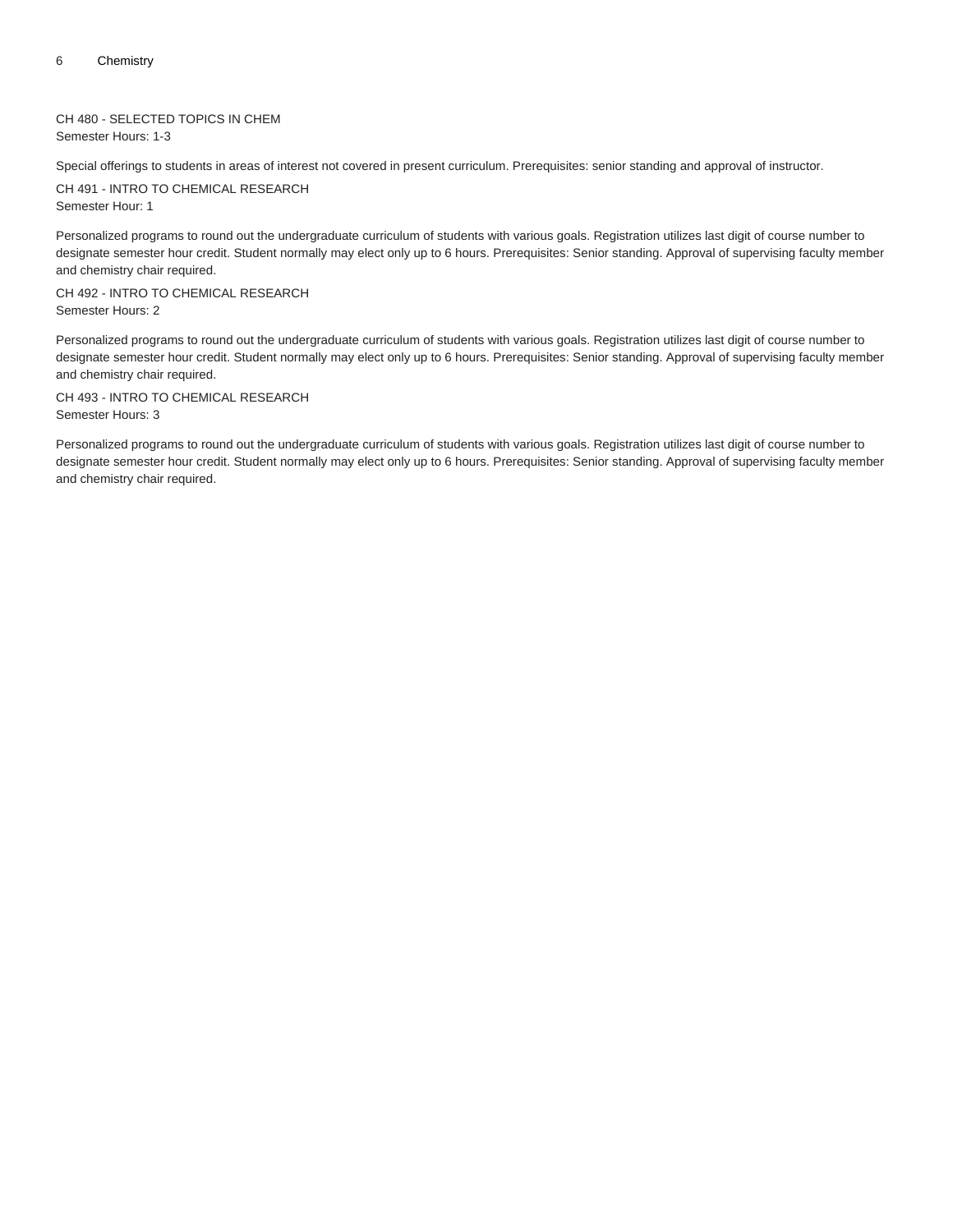CH 480 - SELECTED TOPICS IN CHEM
Semester Hours: 1-3

Special offerings to students in areas of interest not covered in present curriculum. Prerequisites: senior standing and approval of instructor.

CH 491 - INTRO TO CHEMICAL RESEARCH
Semester Hour: 1

Personalized programs to round out the undergraduate curriculum of students with various goals. Registration utilizes last digit of course number to designate semester hour credit. Student normally may elect only up to 6 hours. Prerequisites: Senior standing. Approval of supervising faculty member and chemistry chair required.

CH 492 - INTRO TO CHEMICAL RESEARCH
Semester Hours: 2

Personalized programs to round out the undergraduate curriculum of students with various goals. Registration utilizes last digit of course number to designate semester hour credit. Student normally may elect only up to 6 hours. Prerequisites: Senior standing. Approval of supervising faculty member and chemistry chair required.

CH 493 - INTRO TO CHEMICAL RESEARCH
Semester Hours: 3

Personalized programs to round out the undergraduate curriculum of students with various goals. Registration utilizes last digit of course number to designate semester hour credit. Student normally may elect only up to 6 hours. Prerequisites: Senior standing. Approval of supervising faculty member and chemistry chair required.